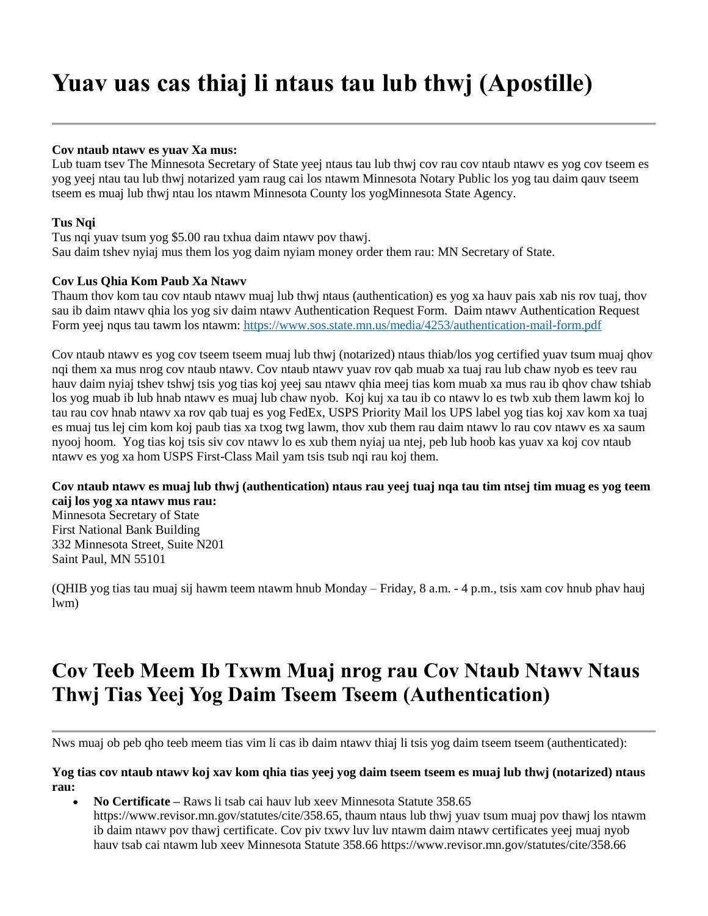# Yuav uas cas thiaj li ntaus tau lub thwj (Apostille)

---

**Cov ntaub ntawv es yuav Xa mus:**
Lub tuam tsev The Minnesota Secretary of State yeej ntaus tau lub thwj cov rau cov ntaub ntawv es yog cov tseem es yog yeej ntau tau lub thwj notarized yam raug cai los ntawm Minnesota Notary Public los yog tau daim qauv tseem tseem es muaj lub thwj ntau los ntawm Minnesota County los yogMinnesota State Agency.

**Tus Nqi**
Tus nqi yuav tsum yog $5.00 rau txhua daim ntawv pov thawj.
Sau daim tshev nyiaj mus them los yog daim nyiam money order them rau: MN Secretary of State.

**Cov Lus Qhia Kom Paub Xa Ntawv**
Thaum thov kom tau cov ntaub ntawv muaj lub thwj ntaus (authentication) es yog xa hauv pais xab nis rov tuaj, thov sau ib daim ntawv qhia los yog siv daim ntawv Authentication Request Form. Daim ntawv Authentication Request Form yeej nqus tau tawm los ntawm: https://www.sos.state.mn.us/media/4253/authentication-mail-form.pdf

Cov ntaub ntawv es yog cov tseem tseem muaj lub thwj (notarized) ntaus thiab/los yog certified yuav tsum muaj qhov nqi them xa mus nrog cov ntaub ntawv. Cov ntaub ntawv yuav rov qab muab xa tuaj rau lub chaw nyob es teev rau hauv daim nyiaj tshev tshwj tsis yog tias koj yeej sau ntawv qhia meej tias kom muab xa mus rau ib qhov chaw tshiab los yog muab ib lub hnab ntawv es muaj lub chaw nyob. Koj kuj xa tau ib co ntawv lo es twb xub them lawm koj lo tau rau cov hnab ntawv xa rov qab tuaj es yog FedEx, USPS Priority Mail los UPS label yog tias koj xav kom xa tuaj es muaj tus lej cim kom koj paub tias xa txog twg lawm, thov xub them rau daim ntawv lo rau cov ntawv es xa saum nyooj hoom. Yog tias koj tsis siv cov ntawv lo es xub them nyiaj ua ntej, peb lub hoob kas yuav xa koj cov ntaub ntawv es yog xa hom USPS First-Class Mail yam tsis tsub nqi rau koj them.

**Cov ntaub ntawv es muaj lub thwj (authentication) ntaus rau yeej tuaj nqa tau tim ntsej tim muag es yog teem caij los yog xa ntawv mus rau:**
Minnesota Secretary of State
First National Bank Building
332 Minnesota Street, Suite N201
Saint Paul, MN 55101

(QHIB yog tias tau muaj sij hawm teem ntawm hnub Monday – Friday, 8 a.m. - 4 p.m., tsis xam cov hnub phav hauj lwm)

# Cov Teeb Meem Ib Txwm Muaj nrog rau Cov Ntaub Ntawv Ntaus Thwj Tias Yeej Yog Daim Tseem Tseem (Authentication)

---

Nws muaj ob peb qho teeb meem tias vim li cas ib daim ntawv thiaj li tsis yog daim tseem tseem (authenticated):

**Yog tias cov ntaub ntawv koj xav kom qhia tias yeej yog daim tseem tseem es muaj lub thwj (notarized) ntaus rau:**

- **No Certificate –** Raws li tsab cai hauv lub xeev Minnesota Statute 358.65 https://www.revisor.mn.gov/statutes/cite/358.65, thaum ntaus lub thwj yuav tsum muaj pov thawj los ntawm ib daim ntawv pov thawj certificate. Cov piv txwv luv luv ntawm daim ntawv certificates yeej muaj nyob hauv tsab cai ntawm lub xeev Minnesota Statute 358.66 https://www.revisor.mn.gov/statutes/cite/358.66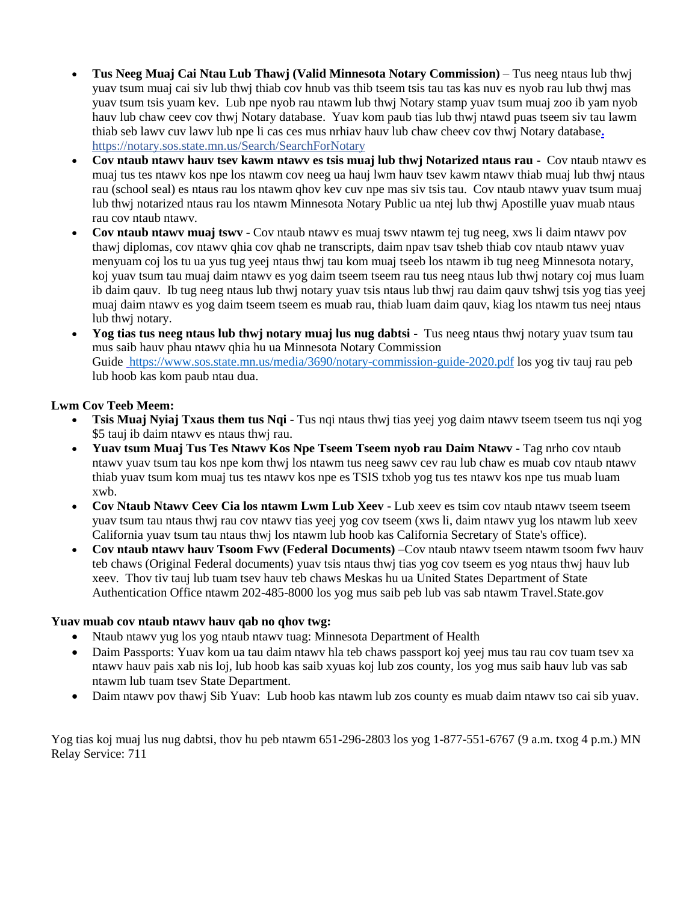- **Tus Neeg Muaj Cai Ntau Lub Thawj (Valid Minnesota Notary Commission)** – Tus neeg ntaus lub thwj yuav tsum muaj cai siv lub thwj thiab cov hnub vas thib tseem tsis tau tas kas nuv es nyob rau lub thwj mas yuav tsum tsis yuam kev. Lub npe nyob rau ntawm lub thwj Notary stamp yuav tsum muaj zoo ib yam nyob hauv lub chaw ceev cov thwj Notary database. Yuav kom paub tias lub thwj ntawd puas tseem siv tau lawm thiab seb lawv cuv lawv lub npe li cas ces mus nrhiav hauv lub chaw cheev cov thwj Notary database. https://notary.sos.state.mn.us/Search/SearchForNotary
- **Cov ntaub ntawv hauv tsev kawm ntawv es tsis muaj lub thwj Notarized ntaus rau** - Cov ntaub ntawv es muaj tus tes ntawv kos npe los ntawm cov neeg ua hauj lwm hauv tsev kawm ntawv thiab muaj lub thwj ntaus rau (school seal) es ntaus rau los ntawm qhov kev cuv npe mas siv tsis tau. Cov ntaub ntawv yuav tsum muaj lub thwj notarized ntaus rau los ntawm Minnesota Notary Public ua ntej lub thwj Apostille yuav muab ntaus rau cov ntaub ntawv.
- **Cov ntaub ntawv muaj tswv** - Cov ntaub ntawv es muaj tswv ntawm tej tug neeg, xws li daim ntawv pov thawj diplomas, cov ntawv qhia cov qhab ne transcripts, daim npav tsav tsheb thiab cov ntaub ntawv yuav menyuam coj los tu ua yus tug yeej ntaus thwj tau kom muaj tseeb los ntawm ib tug neeg Minnesota notary, koj yuav tsum tau muaj daim ntawv es yog daim tseem tseem rau tus neeg ntaus lub thwj notary coj mus luam ib daim qauv. Ib tug neeg ntaus lub thwj notary yuav tsis ntaus lub thwj rau daim qauv tshwj tsis yog tias yeej muaj daim ntawv es yog daim tseem tseem es muab rau, thiab luam daim qauv, kiag los ntawm tus neej ntaus lub thwj notary.
- **Yog tias tus neeg ntaus lub thwj notary muaj lus nug dabtsi** - Tus neeg ntaus thwj notary yuav tsum tau mus saib hauv phau ntawv qhia hu ua Minnesota Notary Commission Guide https://www.sos.state.mn.us/media/3690/notary-commission-guide-2020.pdf los yog tiv tauj rau peb lub hoob kas kom paub ntau dua.

**Lwm Cov Teeb Meem:**

- **Tsis Muaj Nyiaj Txaus them tus Nqi** - Tus nqi ntaus thwj tias yeej yog daim ntawv tseem tseem tus nqi yog $5 tauj ib daim ntawv es ntaus thwj rau.
- **Yuav tsum Muaj Tus Tes Ntawv Kos Npe Tseem Tseem nyob rau Daim Ntawv** - Tag nrho cov ntaub ntawv yuav tsum tau kos npe kom thwj los ntawm tus neeg sawv cev rau lub chaw es muab cov ntaub ntawv thiab yuav tsum kom muaj tus tes ntawv kos npe es TSIS txhob yog tus tes ntawv kos npe tus muab luam xwb.
- **Cov Ntaub Ntawv Ceev Cia los ntawm Lwm Lub Xeev** - Lub xeev es tsim cov ntaub ntawv tseem tseem yuav tsum tau ntaus thwj rau cov ntawv tias yeej yog cov tseem (xws li, daim ntawv yug los ntawm lub xeev California yuav tsum tau ntaus thwj los ntawm lub hoob kas California Secretary of State's office).
- **Cov ntaub ntawv hauv Tsoom Fwv (Federal Documents)** –Cov ntaub ntawv tseem ntawm tsoom fwv hauv teb chaws (Original Federal documents) yuav tsis ntaus thwj tias yog cov tseem es yog ntaus thwj hauv lub xeev. Thov tiv tauj lub tuam tsev hauv teb chaws Meskas hu ua United States Department of State Authentication Office ntawm 202-485-8000 los yog mus saib peb lub vas sab ntawm Travel.State.gov

**Yuav muab cov ntaub ntawv hauv qab no qhov twg:**

- Ntaub ntawv yug los yog ntaub ntawv tuag: Minnesota Department of Health
- Daim Passports: Yuav kom ua tau daim ntawv hla teb chaws passport koj yeej mus tau rau cov tuam tsev xa ntawv hauv pais xab nis loj, lub hoob kas saib xyuas koj lub zos county, los yog mus saib hauv lub vas sab ntawm lub tuam tsev State Department.
- Daim ntawv pov thawj Sib Yuav: Lub hoob kas ntawm lub zos county es muab daim ntawv tso cai sib yuav.

Yog tias koj muaj lus nug dabtsi, thov hu peb ntawm 651-296-2803 los yog 1-877-551-6767 (9 a.m. txog 4 p.m.) MN Relay Service: 711